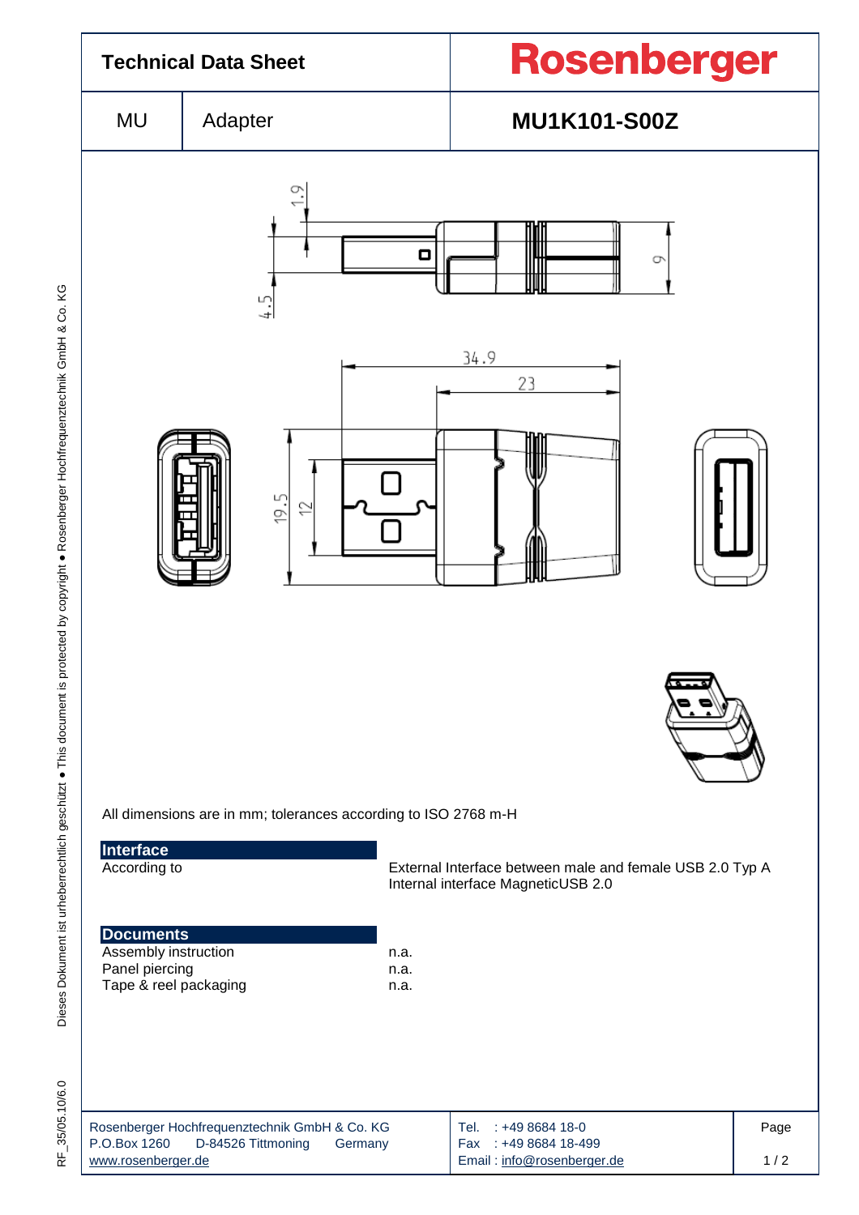# Technical Data Sheet

**Rosenberger**

| MU | Adapter | **MU1K101-S00Z** |
|---|---|---|

All dimensions are in mm; tolerances according to ISO 2768 m-H

## Interface

| According to | External Interface between male and female USB 2.0 Typ A<br>Internal interface MagneticUSB 2.0 |
|---|---|

## Documents

| Assembly instruction | n.a. |
|---|---|
| Panel piercing | n.a. |
| Tape & reel packaging | n.a. |

Rosenberger Hochfrequenztechnik GmbH & Co. KG
P.O.Box 1260 D-84526 Tittmoning Germany
www.rosenberger.de

Tel. : +49 8684 18-0
Fax : +49 8684 18-499
Email : info@rosenberger.de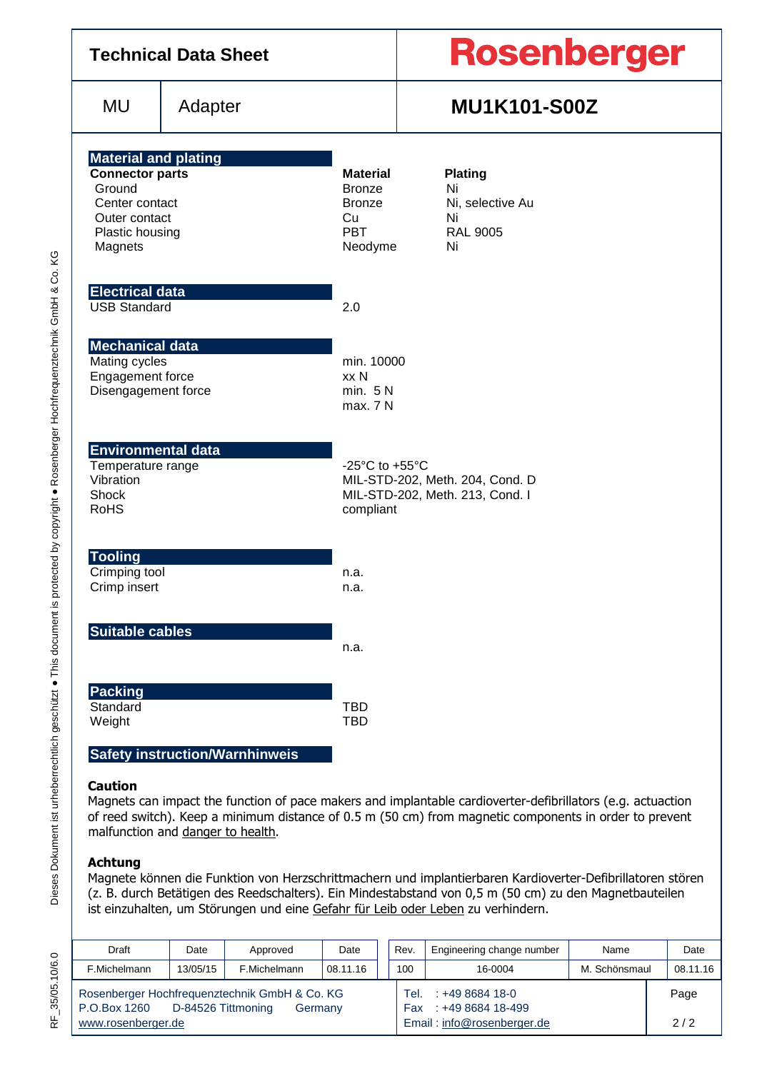# Technical Data Sheet

**Rosenberger**

| MU | Adapter | MU1K101-S00Z |
|---|---|---|

## Material and plating

| Connector parts | Material | Plating |
|---|---|---|
| Ground | Bronze | Ni |
| Center contact | Bronze | Ni, selective Au |
| Outer contact | Cu | Ni |
| Plastic housing | PBT | RAL 9005 |
| Magnets | Neodyme | Ni |

## Electrical data

| | |
|---|---|
| USB Standard | 2.0 |

## Mechanical data

| | |
|---|---|
| Mating cycles | min. 10000 |
| Engagement force | xx N |
| Disengagement force | min. 5 N |
| | max. 7 N |

## Environmental data

| | |
|---|---|
| Temperature range | -25°C to +55°C |
| Vibration | MIL-STD-202, Meth. 204, Cond. D |
| Shock | MIL-STD-202, Meth. 213, Cond. I |
| RoHS | compliant |

## Tooling

| | |
|---|---|
| Crimping tool | n.a. |
| Crimp insert | n.a. |

## Suitable cables

n.a.

## Packing

| | |
|---|---|
| Standard | TBD |
| Weight | TBD |

## Safety instruction/Warnhinweis

**Caution**

Magnets can impact the function of pace makers and implantable cardioverter-defibrillators (e.g. actuaction of reed switch). Keep a minimum distance of 0.5 m (50 cm) from magnetic components in order to prevent malfunction and danger to health.

**Achtung**

Magnete können die Funktion von Herzschrittmachern und implantierbaren Kardioverter-Defibrillatoren stören (z. B. durch Betätigen des Reedschalters). Ein Mindestabstand von 0,5 m (50 cm) zu den Magnetbauteilen ist einzuhalten, um Störungen und eine Gefahr für Leib oder Leben zu verhindern.

| Draft | Date | Approved | Date | Rev. | Engineering change number | Name | Date |
|---|---|---|---|---|---|---|---|
| F.Michelmann | 13/05/15 | F.Michelmann | 08.11.16 | 100 | 16-0004 | M. Schönsmaul | 08.11.16 |

Rosenberger Hochfrequenztechnik GmbH & Co. KG
P.O.Box 1260 D-84526 Tittmoning Germany
www.rosenberger.de

Tel. : +49 8684 18-0
Fax : +49 8684 18-499
Email : info@rosenberger.de

Dieses Dokument ist urheberrechtlich geschützt ● This document is protected by copyright ● Rosenberger Hochfrequenztechnik GmbH & Co. KG

RF_35/05.10/6.0